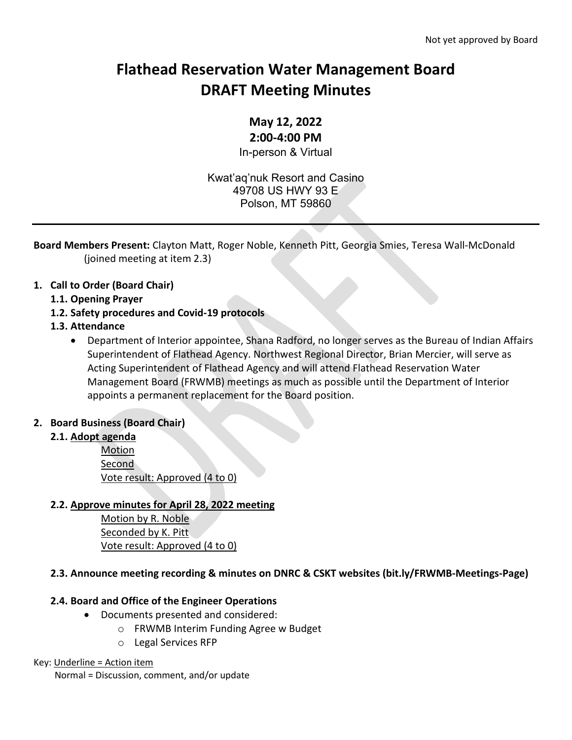Not yet approved by Board

# Flathead Reservation Water Management Board
# DRAFT Meeting Minutes

**May 12, 2022**
**2:00-4:00 PM**
In-person & Virtual

Kwat'aq'nuk Resort and Casino
49708 US HWY 93 E
Polson, MT 59860

---

**Board Members Present:** Clayton Matt, Roger Noble, Kenneth Pitt, Georgia Smies, Teresa Wall-McDonald (joined meeting at item 2.3)

1. **Call to Order (Board Chair)**
   1.1. **Opening Prayer**
   1.2. **Safety procedures and Covid-19 protocols**
   1.3. **Attendance**
   - Department of Interior appointee, Shana Radford, no longer serves as the Bureau of Indian Affairs Superintendent of Flathead Agency. Northwest Regional Director, Brian Mercier, will serve as Acting Superintendent of Flathead Agency and will attend Flathead Reservation Water Management Board (FRWMB) meetings as much as possible until the Department of Interior appoints a permanent replacement for the Board position.

2. **Board Business (Board Chair)**
   2.1. **<u>Adopt agenda</u>**
      <u>Motion</u>
      <u>Second</u>
      <u>Vote result: Approved (4 to 0)</u>

   2.2. **<u>Approve minutes for April 28, 2022 meeting</u>**
      <u>Motion by R. Noble</u>
      <u>Seconded by K. Pitt</u>
      <u>Vote result: Approved (4 to 0)</u>

   2.3. **Announce meeting recording & minutes on DNRC & CSKT websites (bit.ly/FRWMB-Meetings-Page)**

   2.4. **Board and Office of the Engineer Operations**
   - Documents presented and considered:
     - FRWMB Interim Funding Agree w Budget
     - Legal Services RFP

Key: <u>Underline = Action item</u>
Normal = Discussion, comment, and/or update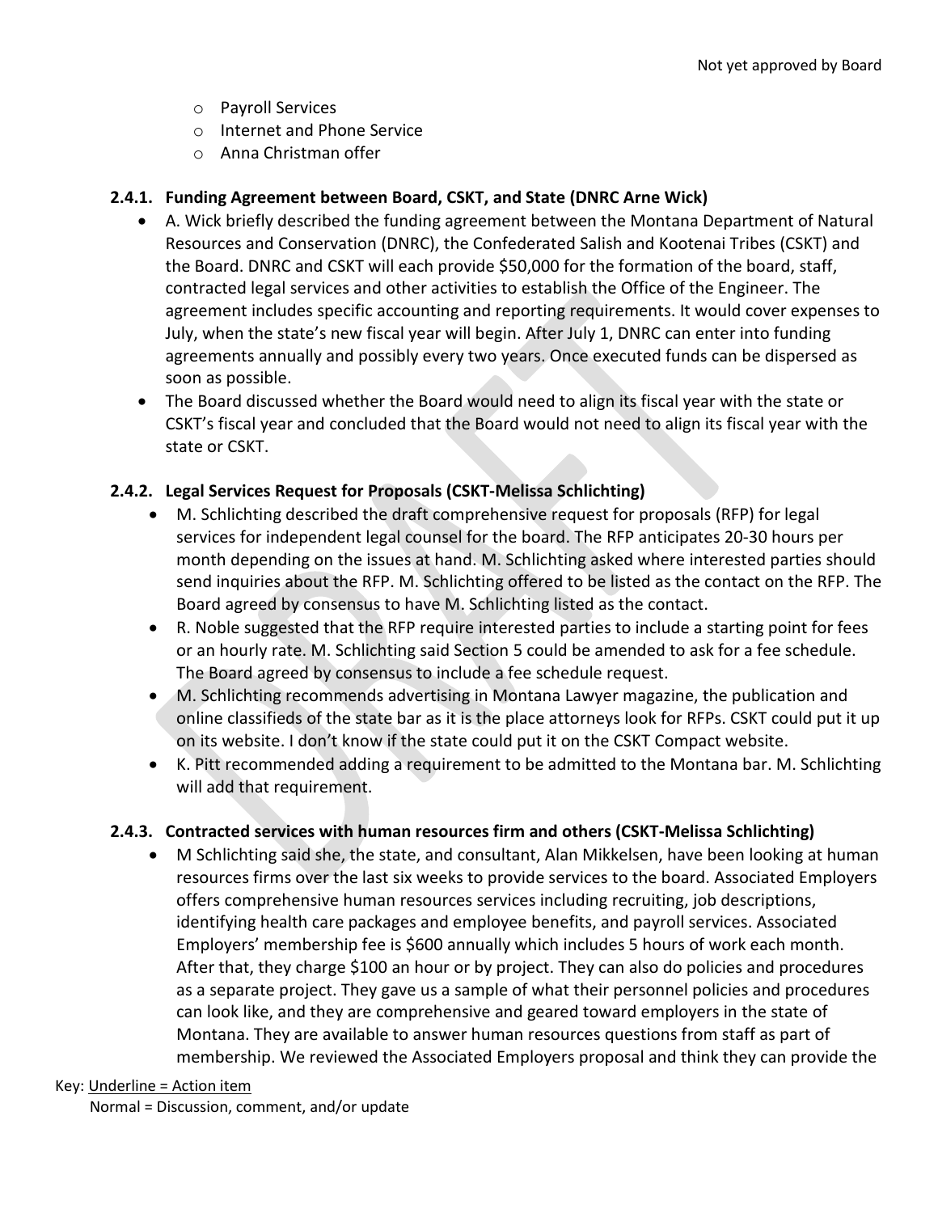- Payroll Services
- Internet and Phone Service
- Anna Christman offer

### 2.4.1. Funding Agreement between Board, CSKT, and State (DNRC Arne Wick)

- A. Wick briefly described the funding agreement between the Montana Department of Natural Resources and Conservation (DNRC), the Confederated Salish and Kootenai Tribes (CSKT) and the Board. DNRC and CSKT will each provide $50,000 for the formation of the board, staff, contracted legal services and other activities to establish the Office of the Engineer. The agreement includes specific accounting and reporting requirements. It would cover expenses to July, when the state's new fiscal year will begin. After July 1, DNRC can enter into funding agreements annually and possibly every two years. Once executed funds can be dispersed as soon as possible.
- The Board discussed whether the Board would need to align its fiscal year with the state or CSKT's fiscal year and concluded that the Board would not need to align its fiscal year with the state or CSKT.

### 2.4.2. Legal Services Request for Proposals (CSKT-Melissa Schlichting)

- M. Schlichting described the draft comprehensive request for proposals (RFP) for legal services for independent legal counsel for the board. The RFP anticipates 20-30 hours per month depending on the issues at hand. M. Schlichting asked where interested parties should send inquiries about the RFP. M. Schlichting offered to be listed as the contact on the RFP. The Board agreed by consensus to have M. Schlichting listed as the contact.
- R. Noble suggested that the RFP require interested parties to include a starting point for fees or an hourly rate. M. Schlichting said Section 5 could be amended to ask for a fee schedule. The Board agreed by consensus to include a fee schedule request.
- M. Schlichting recommends advertising in Montana Lawyer magazine, the publication and online classifieds of the state bar as it is the place attorneys look for RFPs. CSKT could put it up on its website. I don't know if the state could put it on the CSKT Compact website.
- K. Pitt recommended adding a requirement to be admitted to the Montana bar. M. Schlichting will add that requirement.

### 2.4.3. Contracted services with human resources firm and others (CSKT-Melissa Schlichting)

- M Schlichting said she, the state, and consultant, Alan Mikkelsen, have been looking at human resources firms over the last six weeks to provide services to the board. Associated Employers offers comprehensive human resources services including recruiting, job descriptions, identifying health care packages and employee benefits, and payroll services. Associated Employers' membership fee is $600 annually which includes 5 hours of work each month. After that, they charge $100 an hour or by project. They can also do policies and procedures as a separate project. They gave us a sample of what their personnel policies and procedures can look like, and they are comprehensive and geared toward employers in the state of Montana. They are available to answer human resources questions from staff as part of membership. We reviewed the Associated Employers proposal and think they can provide the

Key: Underline = Action item
Normal = Discussion, comment, and/or update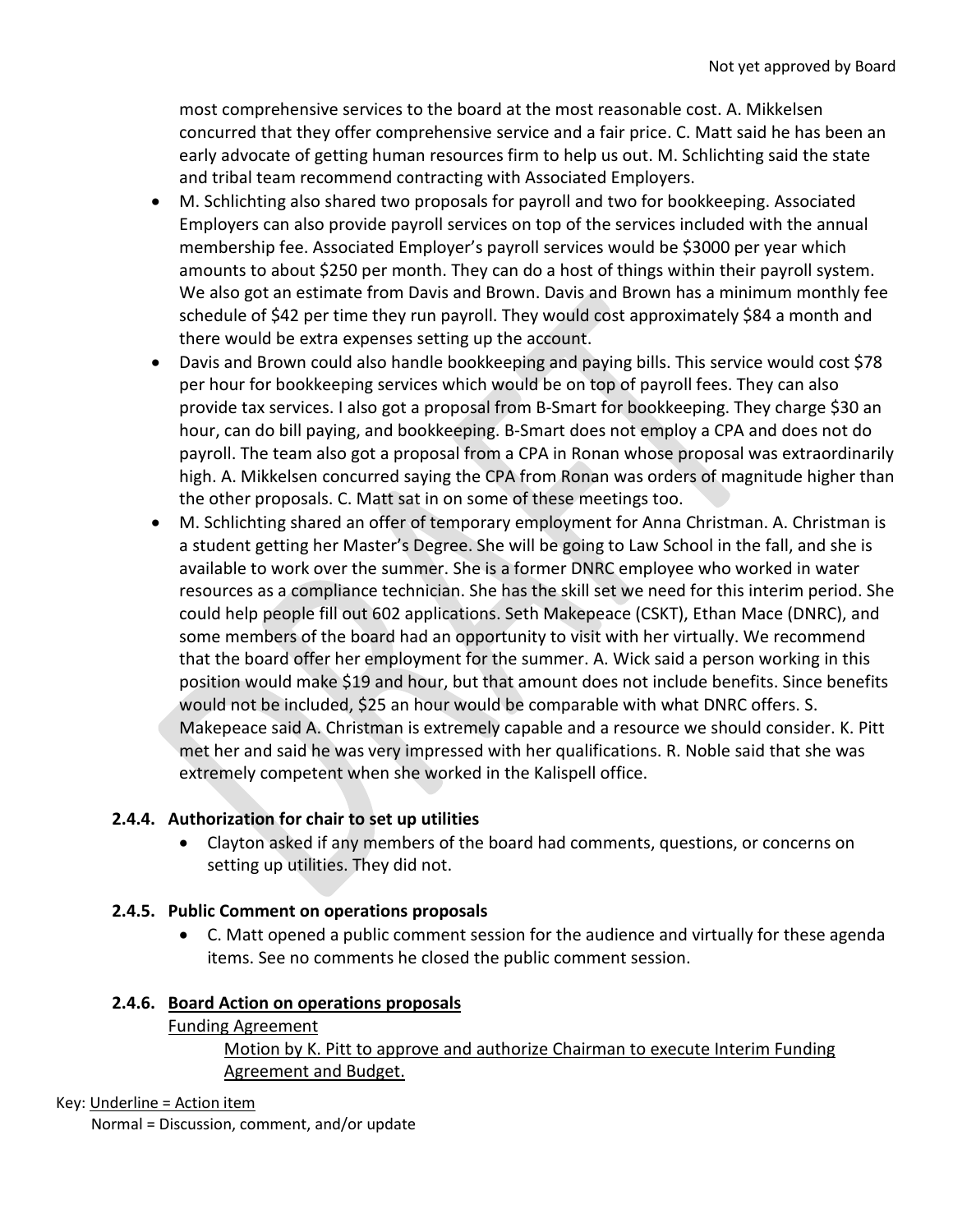most comprehensive services to the board at the most reasonable cost. A. Mikkelsen concurred that they offer comprehensive service and a fair price. C. Matt said he has been an early advocate of getting human resources firm to help us out. M. Schlichting said the state and tribal team recommend contracting with Associated Employers.

- M. Schlichting also shared two proposals for payroll and two for bookkeeping. Associated Employers can also provide payroll services on top of the services included with the annual membership fee. Associated Employer's payroll services would be $3000 per year which amounts to about $250 per month. They can do a host of things within their payroll system. We also got an estimate from Davis and Brown. Davis and Brown has a minimum monthly fee schedule of $42 per time they run payroll. They would cost approximately $84 a month and there would be extra expenses setting up the account.
- Davis and Brown could also handle bookkeeping and paying bills. This service would cost $78 per hour for bookkeeping services which would be on top of payroll fees. They can also provide tax services. I also got a proposal from B-Smart for bookkeeping. They charge $30 an hour, can do bill paying, and bookkeeping. B-Smart does not employ a CPA and does not do payroll. The team also got a proposal from a CPA in Ronan whose proposal was extraordinarily high. A. Mikkelsen concurred saying the CPA from Ronan was orders of magnitude higher than the other proposals. C. Matt sat in on some of these meetings too.
- M. Schlichting shared an offer of temporary employment for Anna Christman. A. Christman is a student getting her Master's Degree. She will be going to Law School in the fall, and she is available to work over the summer. She is a former DNRC employee who worked in water resources as a compliance technician. She has the skill set we need for this interim period. She could help people fill out 602 applications. Seth Makepeace (CSKT), Ethan Mace (DNRC), and some members of the board had an opportunity to visit with her virtually. We recommend that the board offer her employment for the summer. A. Wick said a person working in this position would make $19 and hour, but that amount does not include benefits. Since benefits would not be included, $25 an hour would be comparable with what DNRC offers. S. Makepeace said A. Christman is extremely capable and a resource we should consider. K. Pitt met her and said he was very impressed with her qualifications. R. Noble said that she was extremely competent when she worked in the Kalispell office.

### 2.4.4. Authorization for chair to set up utilities

- Clayton asked if any members of the board had comments, questions, or concerns on setting up utilities. They did not.

### 2.4.5. Public Comment on operations proposals

- C. Matt opened a public comment session for the audience and virtually for these agenda items. See no comments he closed the public comment session.

### 2.4.6. <u>Board Action on operations proposals</u>

<u>Funding Agreement</u>

<u>Motion by K. Pitt to approve and authorize Chairman to execute Interim Funding Agreement and Budget.</u>

Key: <u>Underline = Action item</u>
Normal = Discussion, comment, and/or update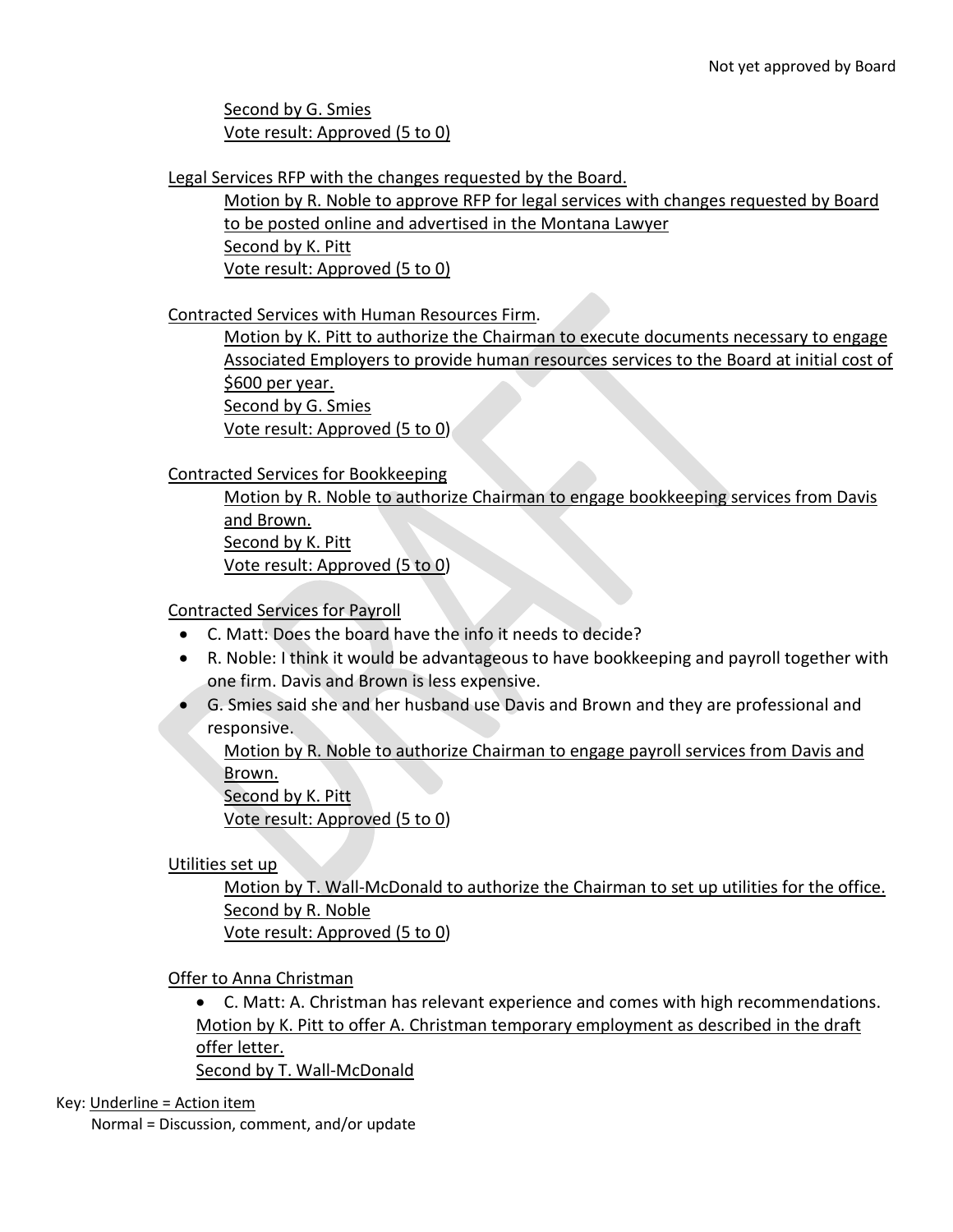Not yet approved by Board

<u>Second by G. Smies</u>
<u>Vote result: Approved (5 to 0)</u>

<u>Legal Services RFP with the changes requested by the Board.</u>

<u>Motion by R. Noble to approve RFP for legal services with changes requested by Board to be posted online and advertised in the Montana Lawyer</u>
<u>Second by K. Pitt</u>
<u>Vote result: Approved (5 to 0)</u>

<u>Contracted Services with Human Resources Firm</u>.

<u>Motion by K. Pitt to authorize the Chairman to execute documents necessary to engage Associated Employers to provide human resources services to the Board at initial cost of $600 per year.</u>
<u>Second by G. Smies</u>
<u>Vote result: Approved (5 to 0)</u>

<u>Contracted Services for Bookkeeping</u>

<u>Motion by R. Noble to authorize Chairman to engage bookkeeping services from Davis and Brown.</u>
<u>Second by K. Pitt</u>
<u>Vote result: Approved (5 to 0)</u>

<u>Contracted Services for Payroll</u>

- C. Matt: Does the board have the info it needs to decide?
- R. Noble: I think it would be advantageous to have bookkeeping and payroll together with one firm. Davis and Brown is less expensive.
- G. Smies said she and her husband use Davis and Brown and they are professional and responsive.

<u>Motion by R. Noble to authorize Chairman to engage payroll services from Davis and Brown.</u>
<u>Second by K. Pitt</u>
<u>Vote result: Approved (5 to 0)</u>

<u>Utilities set up</u>

<u>Motion by T. Wall-McDonald to authorize the Chairman to set up utilities for the office.</u>
<u>Second by R. Noble</u>
<u>Vote result: Approved (5 to 0)</u>

<u>Offer to Anna Christman</u>

- C. Matt: A. Christman has relevant experience and comes with high recommendations.

<u>Motion by K. Pitt to offer A. Christman temporary employment as described in the draft offer letter.</u>
<u>Second by T. Wall-McDonald</u>

Key: <u>Underline = Action item</u>
Normal = Discussion, comment, and/or update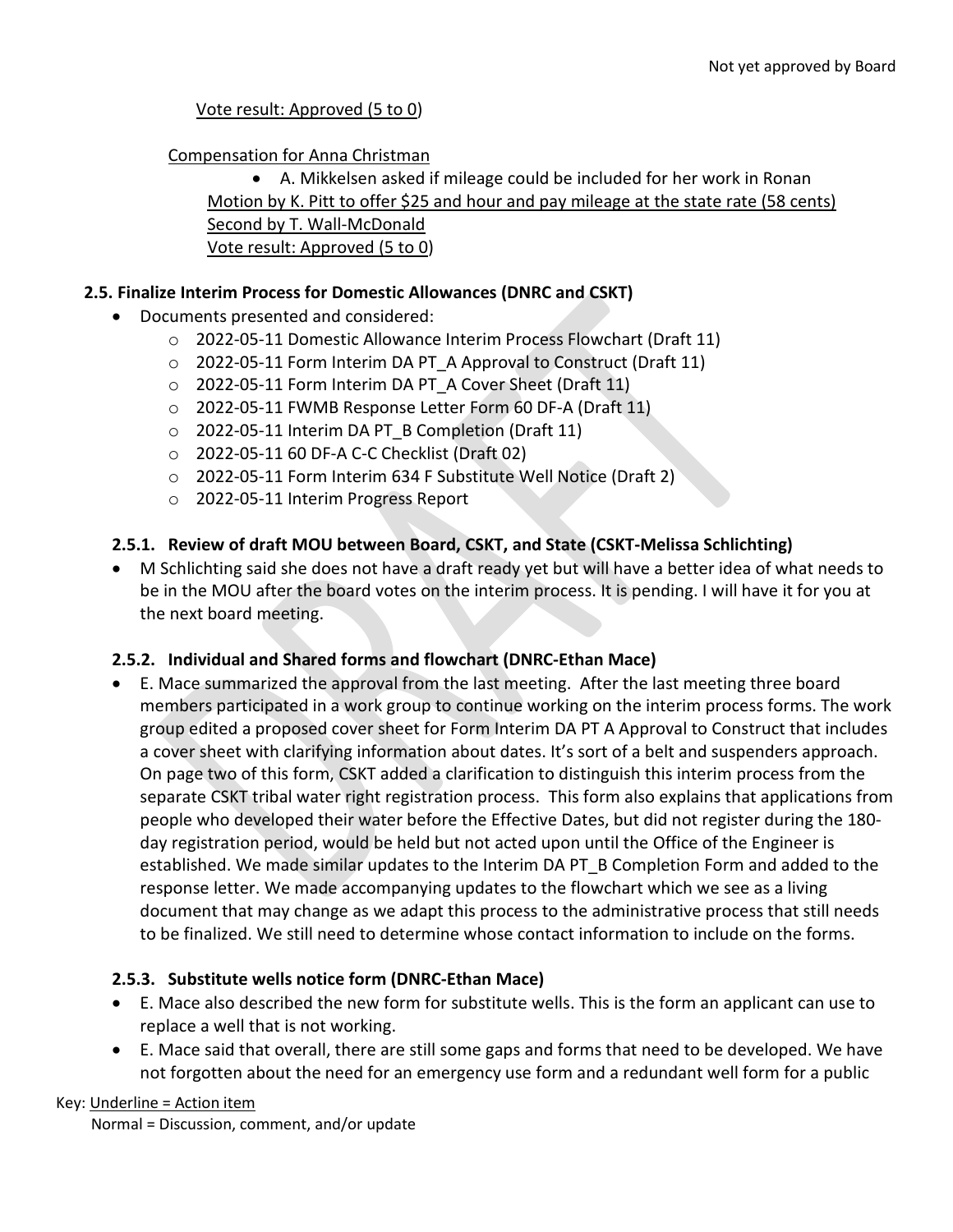Vote result: Approved (5 to 0)

Compensation for Anna Christman

- A. Mikkelsen asked if mileage could be included for her work in Ronan

Motion by K. Pitt to offer $25 and hour and pay mileage at the state rate (58 cents)
Second by T. Wall-McDonald
Vote result: Approved (5 to 0)

### 2.5. Finalize Interim Process for Domestic Allowances (DNRC and CSKT)

- Documents presented and considered:
  - 2022-05-11 Domestic Allowance Interim Process Flowchart (Draft 11)
  - 2022-05-11 Form Interim DA PT_A Approval to Construct (Draft 11)
  - 2022-05-11 Form Interim DA PT_A Cover Sheet (Draft 11)
  - 2022-05-11 FWMB Response Letter Form 60 DF-A (Draft 11)
  - 2022-05-11 Interim DA PT_B Completion (Draft 11)
  - 2022-05-11 60 DF-A C-C Checklist (Draft 02)
  - 2022-05-11 Form Interim 634 F Substitute Well Notice (Draft 2)
  - 2022-05-11 Interim Progress Report

### 2.5.1. Review of draft MOU between Board, CSKT, and State (CSKT-Melissa Schlichting)

- M Schlichting said she does not have a draft ready yet but will have a better idea of what needs to be in the MOU after the board votes on the interim process. It is pending. I will have it for you at the next board meeting.

### 2.5.2. Individual and Shared forms and flowchart (DNRC-Ethan Mace)

- E. Mace summarized the approval from the last meeting. After the last meeting three board members participated in a work group to continue working on the interim process forms. The work group edited a proposed cover sheet for Form Interim DA PT A Approval to Construct that includes a cover sheet with clarifying information about dates. It's sort of a belt and suspenders approach. On page two of this form, CSKT added a clarification to distinguish this interim process from the separate CSKT tribal water right registration process. This form also explains that applications from people who developed their water before the Effective Dates, but did not register during the 180-day registration period, would be held but not acted upon until the Office of the Engineer is established. We made similar updates to the Interim DA PT_B Completion Form and added to the response letter. We made accompanying updates to the flowchart which we see as a living document that may change as we adapt this process to the administrative process that still needs to be finalized. We still need to determine whose contact information to include on the forms.

### 2.5.3. Substitute wells notice form (DNRC-Ethan Mace)

- E. Mace also described the new form for substitute wells. This is the form an applicant can use to replace a well that is not working.
- E. Mace said that overall, there are still some gaps and forms that need to be developed. We have not forgotten about the need for an emergency use form and a redundant well form for a public

Key: Underline = Action item
Normal = Discussion, comment, and/or update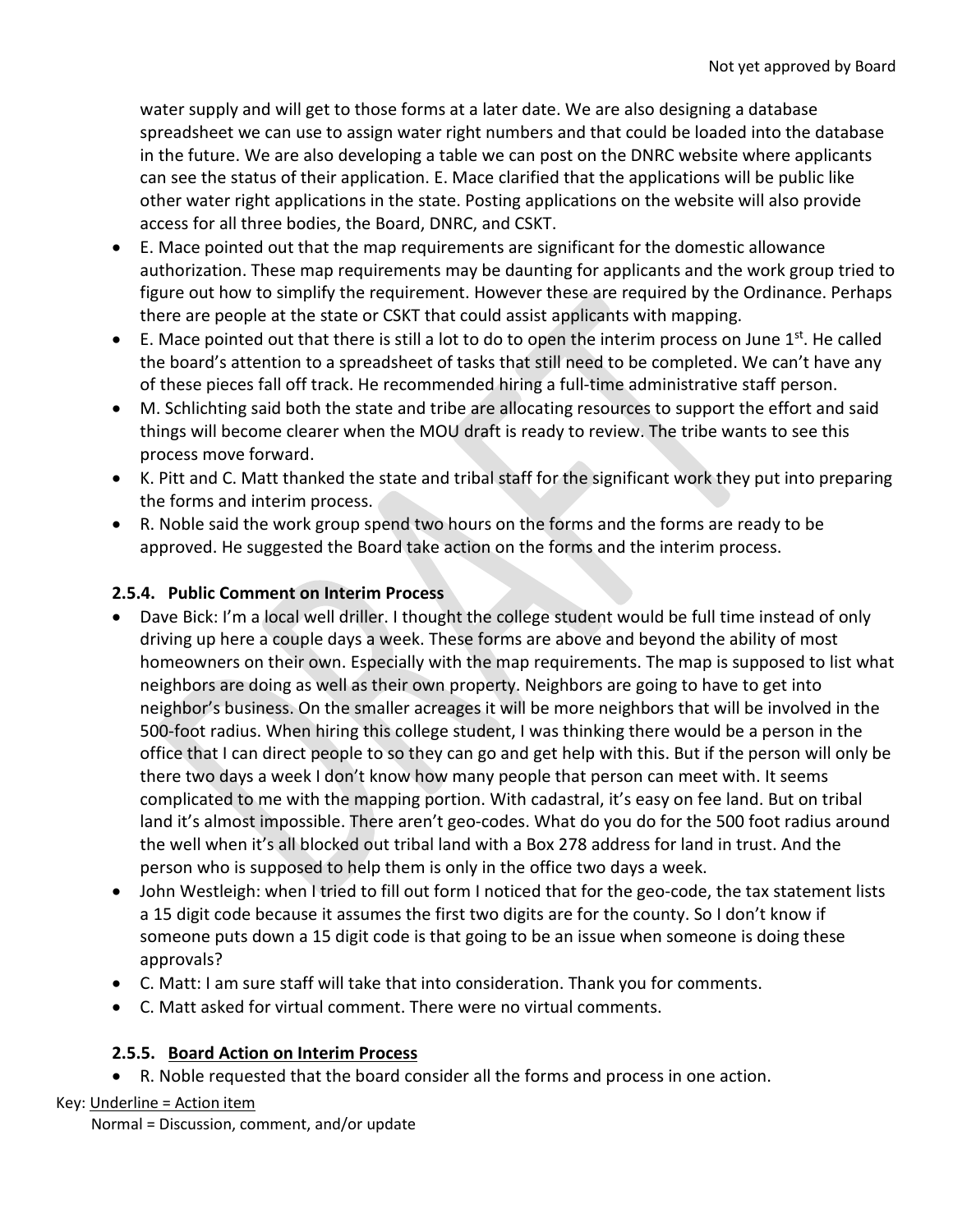water supply and will get to those forms at a later date. We are also designing a database spreadsheet we can use to assign water right numbers and that could be loaded into the database in the future. We are also developing a table we can post on the DNRC website where applicants can see the status of their application. E. Mace clarified that the applications will be public like other water right applications in the state. Posting applications on the website will also provide access for all three bodies, the Board, DNRC, and CSKT.

- E. Mace pointed out that the map requirements are significant for the domestic allowance authorization. These map requirements may be daunting for applicants and the work group tried to figure out how to simplify the requirement. However these are required by the Ordinance. Perhaps there are people at the state or CSKT that could assist applicants with mapping.
- E. Mace pointed out that there is still a lot to do to open the interim process on June 1st. He called the board's attention to a spreadsheet of tasks that still need to be completed. We can't have any of these pieces fall off track. He recommended hiring a full-time administrative staff person.
- M. Schlichting said both the state and tribe are allocating resources to support the effort and said things will become clearer when the MOU draft is ready to review. The tribe wants to see this process move forward.
- K. Pitt and C. Matt thanked the state and tribal staff for the significant work they put into preparing the forms and interim process.
- R. Noble said the work group spend two hours on the forms and the forms are ready to be approved. He suggested the Board take action on the forms and the interim process.

### 2.5.4. Public Comment on Interim Process

- Dave Bick: I'm a local well driller. I thought the college student would be full time instead of only driving up here a couple days a week. These forms are above and beyond the ability of most homeowners on their own. Especially with the map requirements. The map is supposed to list what neighbors are doing as well as their own property. Neighbors are going to have to get into neighbor's business. On the smaller acreages it will be more neighbors that will be involved in the 500-foot radius. When hiring this college student, I was thinking there would be a person in the office that I can direct people to so they can go and get help with this. But if the person will only be there two days a week I don't know how many people that person can meet with. It seems complicated to me with the mapping portion. With cadastral, it's easy on fee land. But on tribal land it's almost impossible. There aren't geo-codes. What do you do for the 500 foot radius around the well when it's all blocked out tribal land with a Box 278 address for land in trust. And the person who is supposed to help them is only in the office two days a week.
- John Westleigh: when I tried to fill out form I noticed that for the geo-code, the tax statement lists a 15 digit code because it assumes the first two digits are for the county. So I don't know if someone puts down a 15 digit code is that going to be an issue when someone is doing these approvals?
- C. Matt: I am sure staff will take that into consideration. Thank you for comments.
- C. Matt asked for virtual comment. There were no virtual comments.

### 2.5.5. <u>Board Action on Interim Process</u>

- R. Noble requested that the board consider all the forms and process in one action.

Key: <u>Underline = Action item</u>
Normal = Discussion, comment, and/or update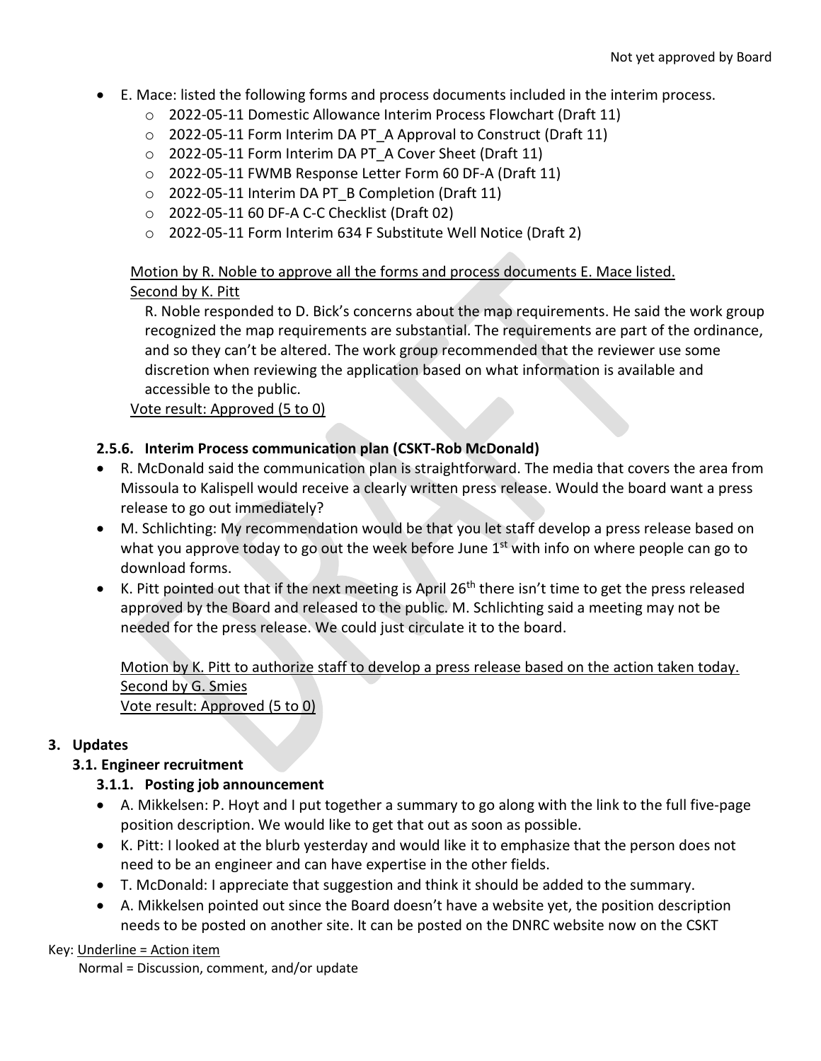- E. Mace: listed the following forms and process documents included in the interim process.
  - 2022-05-11 Domestic Allowance Interim Process Flowchart (Draft 11)
  - 2022-05-11 Form Interim DA PT_A Approval to Construct (Draft 11)
  - 2022-05-11 Form Interim DA PT_A Cover Sheet (Draft 11)
  - 2022-05-11 FWMB Response Letter Form 60 DF-A (Draft 11)
  - 2022-05-11 Interim DA PT_B Completion (Draft 11)
  - 2022-05-11 60 DF-A C-C Checklist (Draft 02)
  - 2022-05-11 Form Interim 634 F Substitute Well Notice (Draft 2)

<u>Motion by R. Noble to approve all the forms and process documents E. Mace listed.</u>
<u>Second by K. Pitt</u>

R. Noble responded to D. Bick's concerns about the map requirements. He said the work group recognized the map requirements are substantial. The requirements are part of the ordinance, and so they can't be altered. The work group recommended that the reviewer use some discretion when reviewing the application based on what information is available and accessible to the public.

<u>Vote result: Approved (5 to 0)</u>

#### 2.5.6. Interim Process communication plan (CSKT-Rob McDonald)

- R. McDonald said the communication plan is straightforward. The media that covers the area from Missoula to Kalispell would receive a clearly written press release. Would the board want a press release to go out immediately?
- M. Schlichting: My recommendation would be that you let staff develop a press release based on what you approve today to go out the week before June 1st with info on where people can go to download forms.
- K. Pitt pointed out that if the next meeting is April 26th there isn't time to get the press released approved by the Board and released to the public. M. Schlichting said a meeting may not be needed for the press release. We could just circulate it to the board.

<u>Motion by K. Pitt to authorize staff to develop a press release based on the action taken today.</u>
<u>Second by G. Smies</u>
<u>Vote result: Approved (5 to 0)</u>

## 3. Updates

### 3.1. Engineer recruitment

#### 3.1.1. Posting job announcement

- A. Mikkelsen: P. Hoyt and I put together a summary to go along with the link to the full five-page position description. We would like to get that out as soon as possible.
- K. Pitt: I looked at the blurb yesterday and would like it to emphasize that the person does not need to be an engineer and can have expertise in the other fields.
- T. McDonald: I appreciate that suggestion and think it should be added to the summary.
- A. Mikkelsen pointed out since the Board doesn't have a website yet, the position description needs to be posted on another site. It can be posted on the DNRC website now on the CSKT

Key: <u>Underline = Action item</u>
Normal = Discussion, comment, and/or update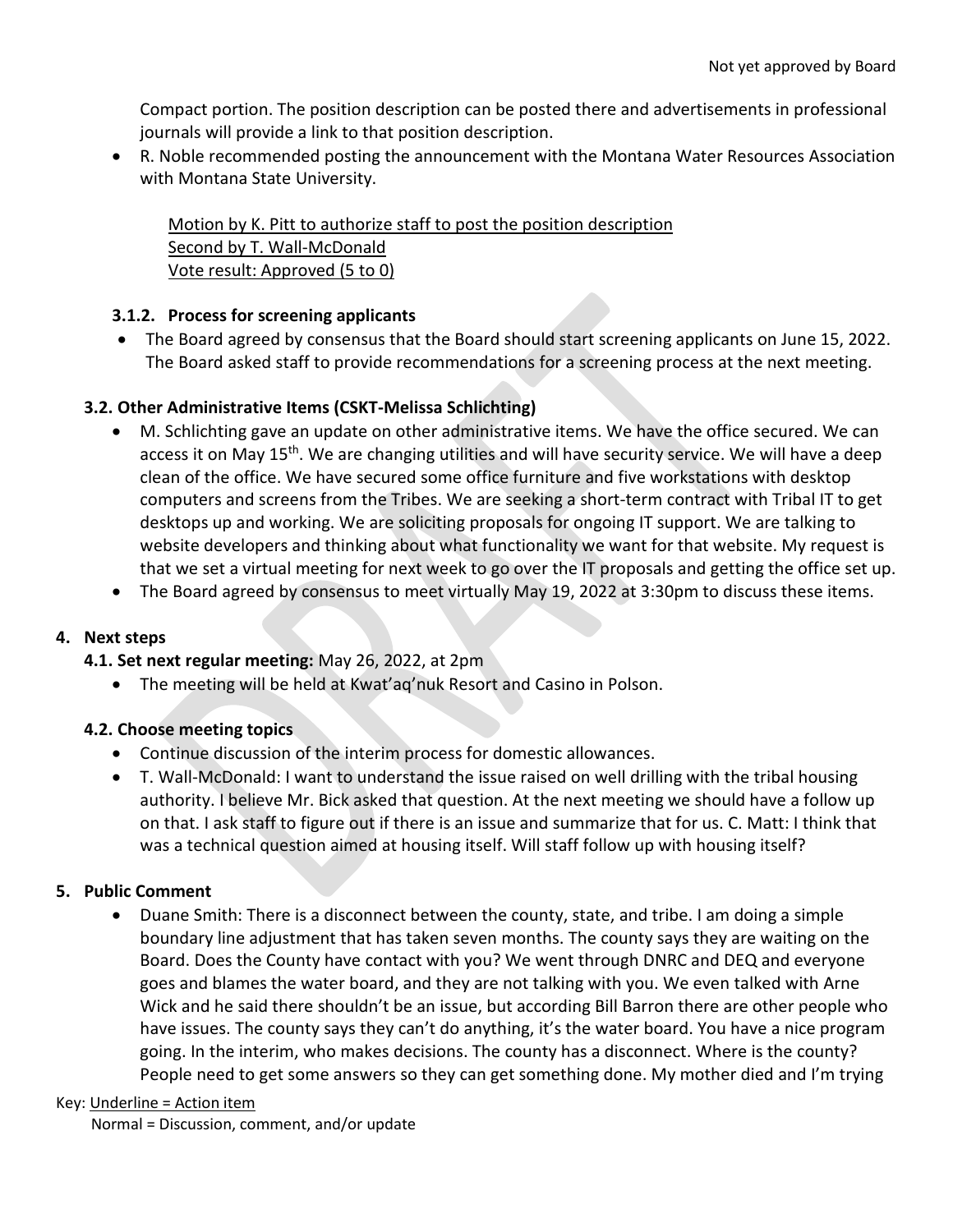Compact portion. The position description can be posted there and advertisements in professional journals will provide a link to that position description.

- R. Noble recommended posting the announcement with the Montana Water Resources Association with Montana State University.

  <u>Motion by K. Pitt to authorize staff to post the position description</u>
  <u>Second by T. Wall-McDonald</u>
  <u>Vote result: Approved (5 to 0)</u>

#### 3.1.2. Process for screening applicants

- The Board agreed by consensus that the Board should start screening applicants on June 15, 2022. The Board asked staff to provide recommendations for a screening process at the next meeting.

### 3.2. Other Administrative Items (CSKT-Melissa Schlichting)

- M. Schlichting gave an update on other administrative items. We have the office secured. We can access it on May 15th. We are changing utilities and will have security service. We will have a deep clean of the office. We have secured some office furniture and five workstations with desktop computers and screens from the Tribes. We are seeking a short-term contract with Tribal IT to get desktops up and working. We are soliciting proposals for ongoing IT support. We are talking to website developers and thinking about what functionality we want for that website. My request is that we set a virtual meeting for next week to go over the IT proposals and getting the office set up.
- The Board agreed by consensus to meet virtually May 19, 2022 at 3:30pm to discuss these items.

## 4. Next steps

### 4.1. Set next regular meeting: May 26, 2022, at 2pm

- The meeting will be held at Kwat'aq'nuk Resort and Casino in Polson.

### 4.2. Choose meeting topics

- Continue discussion of the interim process for domestic allowances.
- T. Wall-McDonald: I want to understand the issue raised on well drilling with the tribal housing authority. I believe Mr. Bick asked that question. At the next meeting we should have a follow up on that. I ask staff to figure out if there is an issue and summarize that for us. C. Matt: I think that was a technical question aimed at housing itself. Will staff follow up with housing itself?

## 5. Public Comment

- Duane Smith: There is a disconnect between the county, state, and tribe. I am doing a simple boundary line adjustment that has taken seven months. The county says they are waiting on the Board. Does the County have contact with you? We went through DNRC and DEQ and everyone goes and blames the water board, and they are not talking with you. We even talked with Arne Wick and he said there shouldn't be an issue, but according Bill Barron there are other people who have issues. The county says they can't do anything, it's the water board. You have a nice program going. In the interim, who makes decisions. The county has a disconnect. Where is the county? People need to get some answers so they can get something done. My mother died and I'm trying

Key: <u>Underline = Action item</u>
Normal = Discussion, comment, and/or update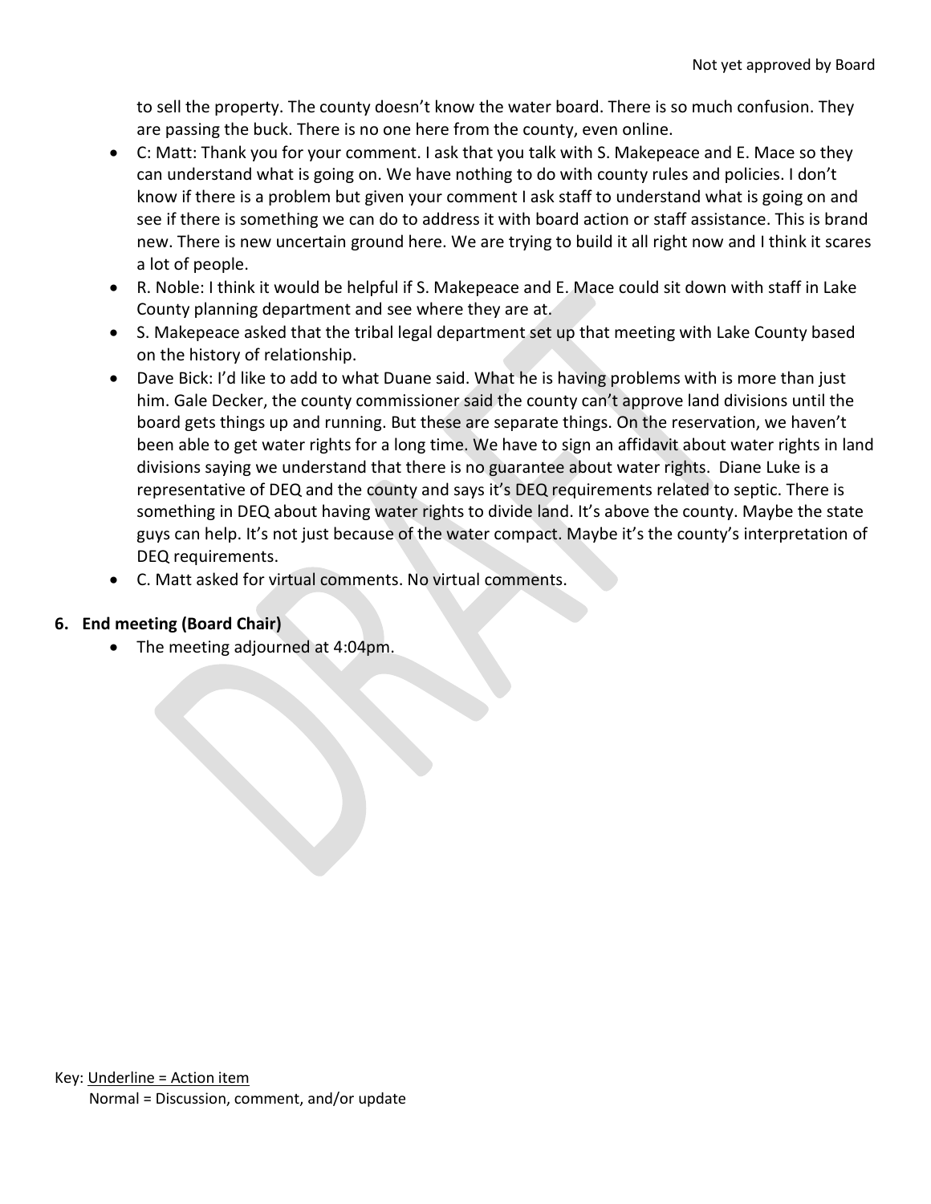to sell the property. The county doesn't know the water board. There is so much confusion. They are passing the buck. There is no one here from the county, even online.

- C: Matt: Thank you for your comment. I ask that you talk with S. Makepeace and E. Mace so they can understand what is going on. We have nothing to do with county rules and policies. I don't know if there is a problem but given your comment I ask staff to understand what is going on and see if there is something we can do to address it with board action or staff assistance. This is brand new. There is new uncertain ground here. We are trying to build it all right now and I think it scares a lot of people.
- R. Noble: I think it would be helpful if S. Makepeace and E. Mace could sit down with staff in Lake County planning department and see where they are at.
- S. Makepeace asked that the tribal legal department set up that meeting with Lake County based on the history of relationship.
- Dave Bick: I'd like to add to what Duane said. What he is having problems with is more than just him. Gale Decker, the county commissioner said the county can't approve land divisions until the board gets things up and running. But these are separate things. On the reservation, we haven't been able to get water rights for a long time. We have to sign an affidavit about water rights in land divisions saying we understand that there is no guarantee about water rights. Diane Luke is a representative of DEQ and the county and says it's DEQ requirements related to septic. There is something in DEQ about having water rights to divide land. It's above the county. Maybe the state guys can help. It's not just because of the water compact. Maybe it's the county's interpretation of DEQ requirements.
- C. Matt asked for virtual comments. No virtual comments.

## 6. End meeting (Board Chair)

- The meeting adjourned at 4:04pm.

Key: Underline = Action item
Normal = Discussion, comment, and/or update